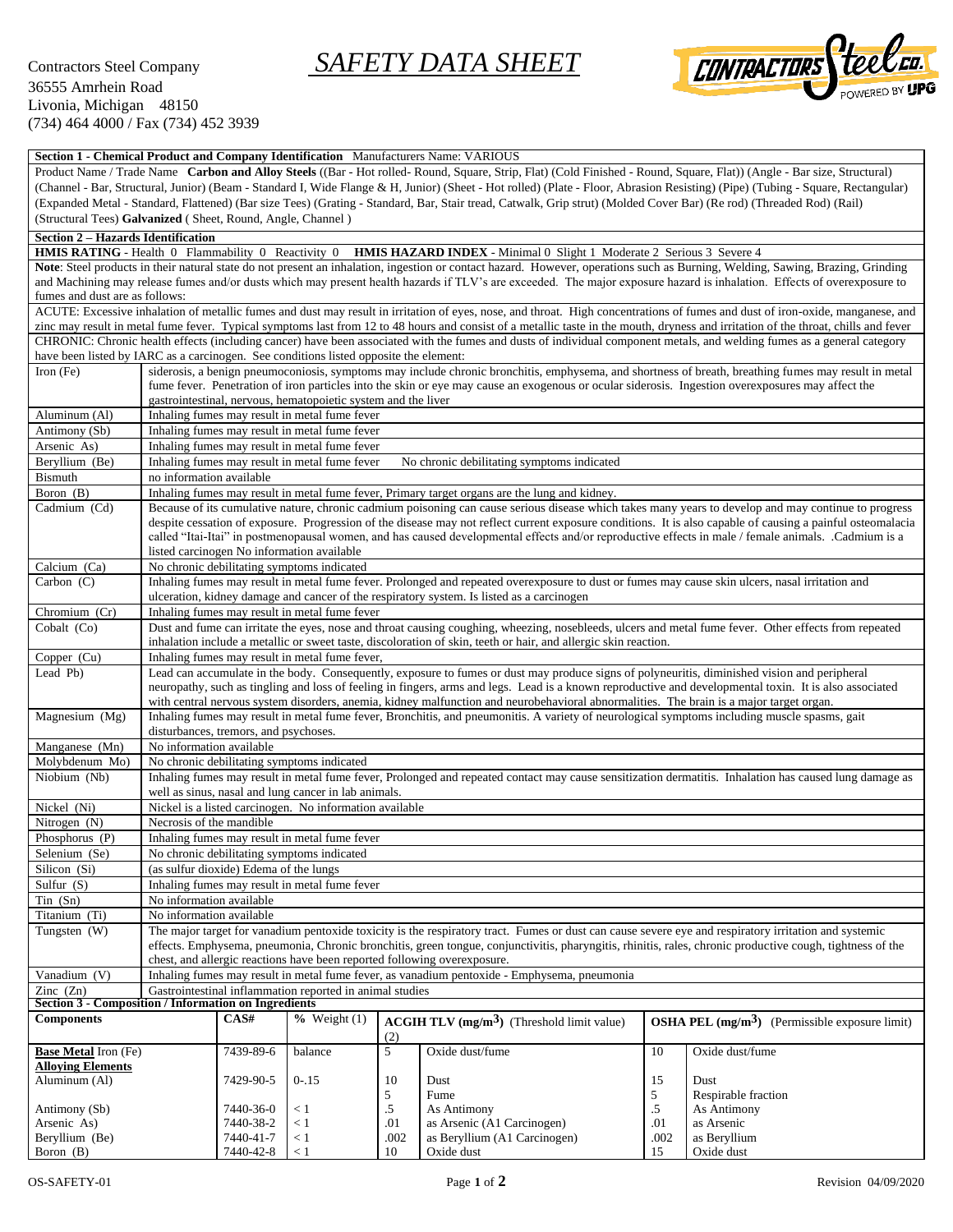Contractors Steel Company
36555 Amrhein Road
Livonia, Michigan 48150
(734) 464 4000 / Fax (734) 452 3939

# *SAFETY DATA SHEET*

## Section 1 - Chemical Product and Company Identification

Manufacturers Name: VARIOUS

Product Name / Trade Name **Carbon and Alloy Steels** ((Bar - Hot rolled- Round, Square, Strip, Flat) (Cold Finished - Round, Square, Flat)) (Angle - Bar size, Structural) (Channel - Bar, Structural, Junior) (Beam - Standard I, Wide Flange & H, Junior) (Sheet - Hot rolled) (Plate - Floor, Abrasion Resisting) (Pipe) (Tubing - Square, Rectangular) (Expanded Metal - Standard, Flattened) (Bar size Tees) (Grating - Standard, Bar, Stair tread, Catwalk, Grip strut) (Molded Cover Bar) (Re rod) (Threaded Rod) (Rail) (Structural Tees) **Galvanized** ( Sheet, Round, Angle, Channel )

## Section 2 – Hazards Identification

**HMIS RATING** - Health 0 Flammability 0 Reactivity 0 **HMIS HAZARD INDEX** - Minimal 0 Slight 1 Moderate 2 Serious 3 Severe 4

**Note**: Steel products in their natural state do not present an inhalation, ingestion or contact hazard. However, operations such as Burning, Welding, Sawing, Brazing, Grinding and Machining may release fumes and/or dusts which may present health hazards if TLV's are exceeded. The major exposure hazard is inhalation. Effects of overexposure to fumes and dust are as follows:

ACUTE: Excessive inhalation of metallic fumes and dust may result in irritation of eyes, nose, and throat. High concentrations of fumes and dust of iron-oxide, manganese, and zinc may result in metal fume fever. Typical symptoms last from 12 to 48 hours and consist of a metallic taste in the mouth, dryness and irritation of the throat, chills and fever

CHRONIC: Chronic health effects (including cancer) have been associated with the fumes and dusts of individual component metals, and welding fumes as a general category have been listed by IARC as a carcinogen. See conditions listed opposite the element:

| Element | Effects |
|---|---|
| Iron (Fe) | siderosis, a benign pneumoconiosis, symptoms may include chronic bronchitis, emphysema, and shortness of breath, breathing fumes may result in metal fume fever. Penetration of iron particles into the skin or eye may cause an exogenous or ocular siderosis. Ingestion overexposures may affect the gastrointestinal, nervous, hematopoietic system and the liver |
| Aluminum (Al) | Inhaling fumes may result in metal fume fever |
| Antimony (Sb) | Inhaling fumes may result in metal fume fever |
| Arsenic As) | Inhaling fumes may result in metal fume fever |
| Beryllium (Be) | Inhaling fumes may result in metal fume fever No chronic debilitating symptoms indicated |
| Bismuth | no information available |
| Boron (B) | Inhaling fumes may result in metal fume fever, Primary target organs are the lung and kidney. |
| Cadmium (Cd) | Because of its cumulative nature, chronic cadmium poisoning can cause serious disease which takes many years to develop and may continue to progress despite cessation of exposure. Progression of the disease may not reflect current exposure conditions. It is also capable of causing a painful osteomalacia called "Itai-Itai" in postmenopausal women, and has caused developmental effects and/or reproductive effects in male / female animals. .Cadmium is a listed carcinogen No information available |
| Calcium (Ca) | No chronic debilitating symptoms indicated |
| Carbon (C) | Inhaling fumes may result in metal fume fever. Prolonged and repeated overexposure to dust or fumes may cause skin ulcers, nasal irritation and ulceration, kidney damage and cancer of the respiratory system. Is listed as a carcinogen |
| Chromium (Cr) | Inhaling fumes may result in metal fume fever |
| Cobalt (Co) | Dust and fume can irritate the eyes, nose and throat causing coughing, wheezing, nosebleeds, ulcers and metal fume fever. Other effects from repeated inhalation include a metallic or sweet taste, discoloration of skin, teeth or hair, and allergic skin reaction. |
| Copper (Cu) | Inhaling fumes may result in metal fume fever, |
| Lead Pb) | Lead can accumulate in the body. Consequently, exposure to fumes or dust may produce signs of polyneuritis, diminished vision and peripheral neuropathy, such as tingling and loss of feeling in fingers, arms and legs. Lead is a known reproductive and developmental toxin. It is also associated with central nervous system disorders, anemia, kidney malfunction and neurobehavioral abnormalities. The brain is a major target organ. |
| Magnesium (Mg) | Inhaling fumes may result in metal fume fever, Bronchitis, and pneumonitis. A variety of neurological symptoms including muscle spasms, gait disturbances, tremors, and psychoses. |
| Manganese (Mn) | No information available |
| Molybdenum Mo) | No chronic debilitating symptoms indicated |
| Niobium (Nb) | Inhaling fumes may result in metal fume fever, Prolonged and repeated contact may cause sensitization dermatitis. Inhalation has caused lung damage as well as sinus, nasal and lung cancer in lab animals. |
| Nickel (Ni) | Nickel is a listed carcinogen. No information available |
| Nitrogen (N) | Necrosis of the mandible |
| Phosphorus (P) | Inhaling fumes may result in metal fume fever |
| Selenium (Se) | No chronic debilitating symptoms indicated |
| Silicon (Si) | (as sulfur dioxide) Edema of the lungs |
| Sulfur (S) | Inhaling fumes may result in metal fume fever |
| Tin (Sn) | No information available |
| Titanium (Ti) | No information available |
| Tungsten (W) | The major target for vanadium pentoxide toxicity is the respiratory tract. Fumes or dust can cause severe eye and respiratory irritation and systemic effects. Emphysema, pneumonia, Chronic bronchitis, green tongue, conjunctivitis, pharyngitis, rhinitis, rales, chronic productive cough, tightness of the chest, and allergic reactions have been reported following overexposure. |
| Vanadium (V) | Inhaling fumes may result in metal fume fever, as vanadium pentoxide - Emphysema, pneumonia |
| Zinc (Zn) | Gastrointestinal inflammation reported in animal studies |

## Section 3 - Composition / Information on Ingredients

| Components | CAS# | % Weight (1) | ACGIH TLV ($mg/m^3$) (Threshold limit value) (2) | | OSHA PEL ($mg/m^3$) (Permissible exposure limit) | |
|---|---|---|---|---|---|---|
| **Base Metal** Iron (Fe) | 7439-89-6 | balance | 5 | Oxide dust/fume | 10 | Oxide dust/fume |
| **Alloying Elements** | | | | | | |
| Aluminum (Al) | 7429-90-5 | 0-.15 | 10 | Dust | 15 | Dust |
| | | | 5 | Fume | 5 | Respirable fraction |
| Antimony (Sb) | 7440-36-0 | < 1 | .5 | As Antimony | .5 | As Antimony |
| Arsenic As) | 7440-38-2 | < 1 | .01 | as Arsenic (A1 Carcinogen) | .01 | as Arsenic |
| Beryllium (Be) | 7440-41-7 | < 1 | .002 | as Beryllium (A1 Carcinogen) | .002 | as Beryllium |
| Boron (B) | 7440-42-8 | < 1 | 10 | Oxide dust | 15 | Oxide dust |

OS-SAFETY-01 Revision 04/09/2020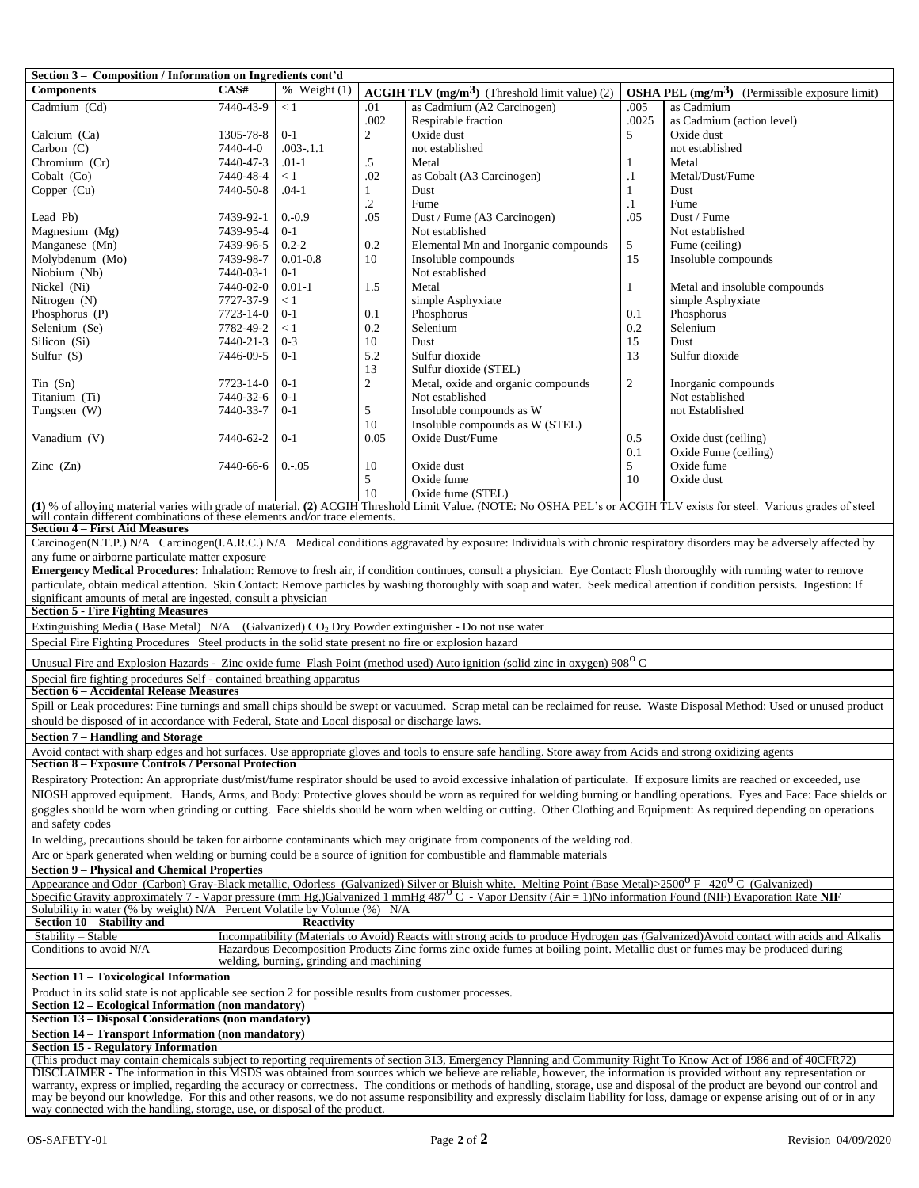**Section 3 – Composition / Information on Ingredients cont'd**

| Components | CAS# | % Weight (1) | ACGIH TLV ($mg/m^3$) (Threshold limit value) (2) | | OSHA PEL ($mg/m^3$) (Permissible exposure limit) | |
|---|---|---|---|---|---|---|
| Cadmium (Cd) | 7440-43-9 | < 1 | .01 | as Cadmium (A2 Carcinogen) | .005 | as Cadmium |
| | | | .002 | Respirable fraction | .0025 | as Cadmium (action level) |
| Calcium (Ca) | 1305-78-8 | 0-1 | 2 | Oxide dust | 5 | Oxide dust |
| Carbon (C) | 7440-4-0 | .003-.1.1 | | not established | | not established |
| Chromium (Cr) | 7440-47-3 | .01-1 | .5 | Metal | 1 | Metal |
| Cobalt (Co) | 7440-48-4 | < 1 | .02 | as Cobalt (A3 Carcinogen) | .1 | Metal/Dust/Fume |
| Copper (Cu) | 7440-50-8 | .04-1 | 1 | Dust | 1 | Dust |
| | | | .2 | Fume | .1 | Fume |
| Lead Pb) | 7439-92-1 | 0.-0.9 | .05 | Dust / Fume (A3 Carcinogen) | .05 | Dust / Fume |
| Magnesium (Mg) | 7439-95-4 | 0-1 | | Not established | | Not established |
| Manganese (Mn) | 7439-96-5 | 0.2-2 | 0.2 | Elemental Mn and Inorganic compounds | 5 | Fume (ceiling) |
| Molybdenum (Mo) | 7439-98-7 | 0.01-0.8 | 10 | Insoluble compounds | 15 | Insoluble compounds |
| Niobium (Nb) | 7440-03-1 | 0-1 | | Not established | | |
| Nickel (Ni) | 7440-02-0 | 0.01-1 | 1.5 | Metal | 1 | Metal and insoluble compounds |
| Nitrogen (N) | 7727-37-9 | < 1 | | simple Asphyxiate | | simple Asphyxiate |
| Phosphorus (P) | 7723-14-0 | 0-1 | 0.1 | Phosphorus | 0.1 | Phosphorus |
| Selenium (Se) | 7782-49-2 | < 1 | 0.2 | Selenium | 0.2 | Selenium |
| Silicon (Si) | 7440-21-3 | 0-3 | 10 | Dust | 15 | Dust |
| Sulfur (S) | 7446-09-5 | 0-1 | 5.2 | Sulfur dioxide | 13 | Sulfur dioxide |
| | | | 13 | Sulfur dioxide (STEL) | | |
| Tin (Sn) | 7723-14-0 | 0-1 | 2 | Metal, oxide and organic compounds | 2 | Inorganic compounds |
| Titanium (Ti) | 7440-32-6 | 0-1 | | Not established | | Not established |
| Tungsten (W) | 7440-33-7 | 0-1 | 5 | Insoluble compounds as W | | not Established |
| | | | 10 | Insoluble compounds as W (STEL) | | |
| Vanadium (V) | 7440-62-2 | 0-1 | 0.05 | Oxide Dust/Fume | 0.5 | Oxide dust (ceiling) |
| | | | | | 0.1 | Oxide Fume (ceiling) |
| Zinc (Zn) | 7440-66-6 | 0.-.05 | 10 | Oxide dust | 5 | Oxide fume |
| | | | 5 | Oxide fume | 10 | Oxide dust |
| | | | 10 | Oxide fume (STEL) | | |

**(1)** % of alloying material varies with grade of material. **(2)** ACGIH Threshold Limit Value. (NOTE: No OSHA PEL's or ACGIH TLV exists for steel. Various grades of steel will contain different combinations of these elements and/or trace elements.

**Section 4 – First Aid Measures**

Carcinogen(N.T.P.) N/A Carcinogen(I.A.R.C.) N/A Medical conditions aggravated by exposure: Individuals with chronic respiratory disorders may be adversely affected by any fume or airborne particulate matter exposure

**Emergency Medical Procedures:** Inhalation: Remove to fresh air, if condition continues, consult a physician. Eye Contact: Flush thoroughly with running water to remove particulate, obtain medical attention. Skin Contact: Remove particles by washing thoroughly with soap and water. Seek medical attention if condition persists. Ingestion: If significant amounts of metal are ingested, consult a physician

**Section 5 - Fire Fighting Measures**

Extinguishing Media ( Base Metal) N/A (Galvanized) $CO_2$ Dry Powder extinguisher - Do not use water

Special Fire Fighting Procedures Steel products in the solid state present no fire or explosion hazard

Unusual Fire and Explosion Hazards - Zinc oxide fume Flash Point (method used) Auto ignition (solid zinc in oxygen) 908$^{o}$ C

Special fire fighting procedures Self - contained breathing apparatus

**Section 6 – Accidental Release Measures**

Spill or Leak procedures: Fine turnings and small chips should be swept or vacuumed. Scrap metal can be reclaimed for reuse. Waste Disposal Method: Used or unused product should be disposed of in accordance with Federal, State and Local disposal or discharge laws.

**Section 7 – Handling and Storage**

Avoid contact with sharp edges and hot surfaces. Use appropriate gloves and tools to ensure safe handling. Store away from Acids and strong oxidizing agents

**Section 8 – Exposure Controls / Personal Protection**

Respiratory Protection: An appropriate dust/mist/fume respirator should be used to avoid excessive inhalation of particulate. If exposure limits are reached or exceeded, use NIOSH approved equipment. Hands, Arms, and Body: Protective gloves should be worn as required for welding burning or handling operations. Eyes and Face: Face shields or goggles should be worn when grinding or cutting. Face shields should be worn when welding or cutting. Other Clothing and Equipment: As required depending on operations and safety codes

In welding, precautions should be taken for airborne contaminants which may originate from components of the welding rod.

Arc or Spark generated when welding or burning could be a source of ignition for combustible and flammable materials

**Section 9 – Physical and Chemical Properties**

Appearance and Odor (Carbon) Gray-Black metallic, Odorless (Galvanized) Silver or Bluish white. Melting Point (Base Metal)>2500$^{o}$ F 420$^{o}$ C (Galvanized)

Specific Gravity approximately 7 - Vapor pressure (mm Hg.)Galvanized 1 mmHg 487$^{o}$ C - Vapor Density (Air = 1)No information Found (NIF) Evaporation Rate **NIF**

Solubility in water (% by weight) N/A Percent Volatile by Volume (%) N/A

| **Section 10 – Stability and** | **Reactivity** |
|---|---|
| Stability – Stable | Incompatibility (Materials to Avoid) Reacts with strong acids to produce Hydrogen gas (Galvanized)Avoid contact with acids and Alkalis |
| Conditions to avoid N/A | Hazardous Decomposition Products Zinc forms zinc oxide fumes at boiling point. Metallic dust or fumes may be produced during welding, burning, grinding and machining |

**Section 11 – Toxicological Information**

Product in its solid state is not applicable see section 2 for possible results from customer processes.

**Section 12 – Ecological Information (non mandatory)**

**Section 13 – Disposal Considerations (non mandatory)**

**Section 14 – Transport Information (non mandatory)**

**Section 15 - Regulatory Information**

(This product may contain chemicals subject to reporting requirements of section 313, Emergency Planning and Community Right To Know Act of 1986 and of 40CFR72)

DISCLAIMER - The information in this MSDS was obtained from sources which we believe are reliable, however, the information is provided without any representation or warranty, express or implied, regarding the accuracy or correctness. The conditions or methods of handling, storage, use and disposal of the product are beyond our control and may be beyond our knowledge. For this and other reasons, we do not assume responsibility and expressly disclaim liability for loss, damage or expense arising out of or in any way connected with the handling, storage, use, or disposal of the product.

OS-SAFETY-01 Revision 04/09/2020